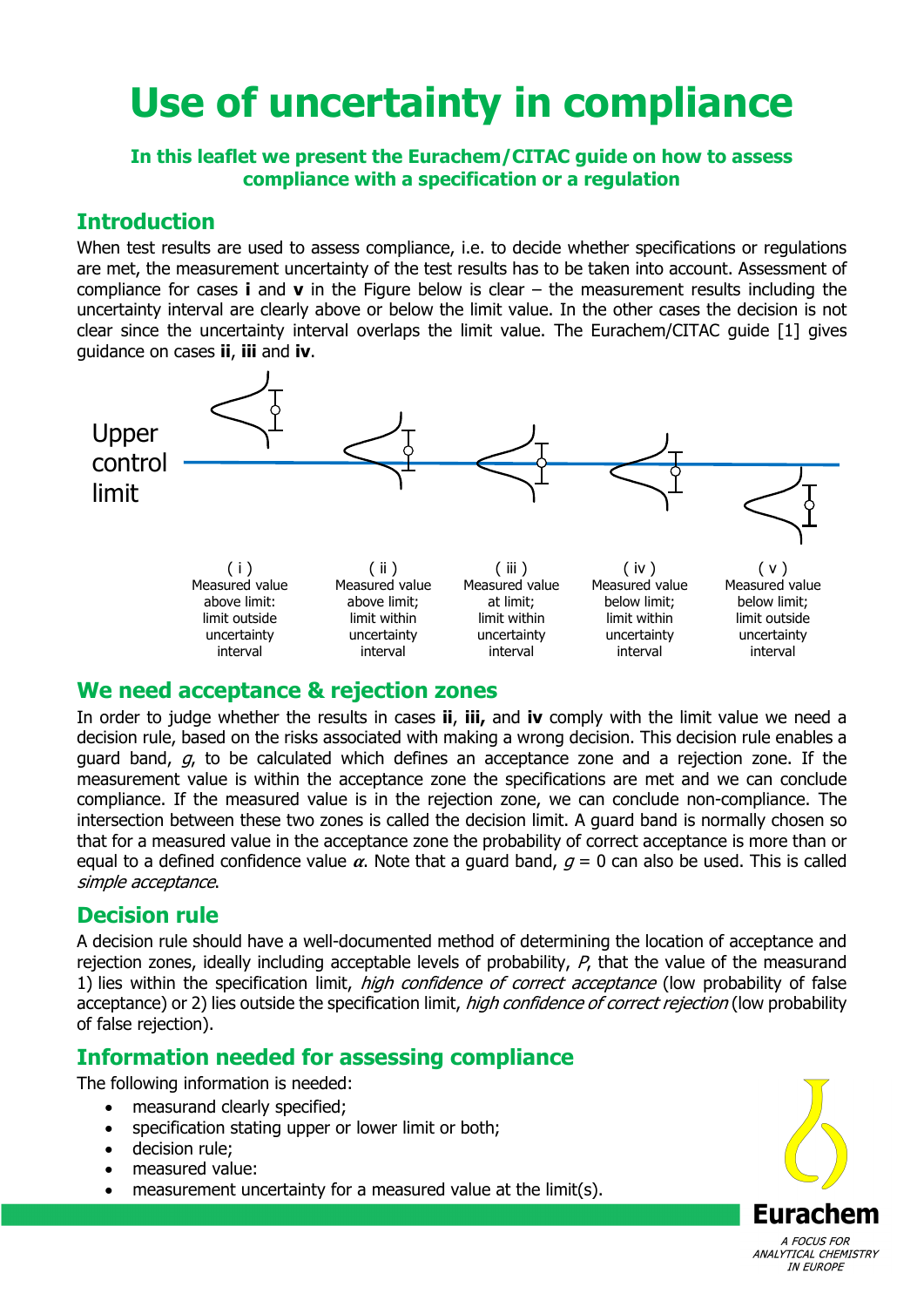# Use of uncertainty in compliance

**In this leaflet we present the Eurachem/CITAC guide on how to assess compliance with a specification or a regulation**

## Introduction

When test results are used to assess compliance, i.e. to decide whether specifications or regulations are met, the measurement uncertainty of the test results has to be taken into account. Assessment of compliance for cases **i** and **v** in the Figure below is clear – the measurement results including the uncertainty interval are clearly above or below the limit value. In the other cases the decision is not clear since the uncertainty interval overlaps the limit value. The Eurachem/CITAC guide [1] gives guidance on cases **ii**, **iii** and **iv**.

Upper control limit

( i ) Measured value above limit: limit outside uncertainty interval

( ii ) Measured value above limit; limit within uncertainty interval

( iii ) Measured value at limit; limit within uncertainty interval

( iv ) Measured value below limit; limit within uncertainty interval

( v ) Measured value below limit; limit outside uncertainty interval

## We need acceptance & rejection zones

In order to judge whether the results in cases **ii**, **iii,** and **iv** comply with the limit value we need a decision rule, based on the risks associated with making a wrong decision. This decision rule enables a guard band, $g$, to be calculated which defines an acceptance zone and a rejection zone. If the measurement value is within the acceptance zone the specifications are met and we can conclude compliance. If the measured value is in the rejection zone, we can conclude non-compliance. The intersection between these two zones is called the decision limit. A guard band is normally chosen so that for a measured value in the acceptance zone the probability of correct acceptance is more than or equal to a defined confidence value $\alpha$. Note that a guard band, $g = 0$ can also be used. This is called *simple acceptance*.

## Decision rule

A decision rule should have a well-documented method of determining the location of acceptance and rejection zones, ideally including acceptable levels of probability, $P$, that the value of the measurand 1) lies within the specification limit, *high confidence of correct acceptance* (low probability of false acceptance) or 2) lies outside the specification limit, *high confidence of correct rejection* (low probability of false rejection).

## Information needed for assessing compliance

The following information is needed:

- measurand clearly specified;
- specification stating upper or lower limit or both;
- decision rule;
- measured value:
- measurement uncertainty for a measured value at the limit(s).

**Eurachem**

*A FOCUS FOR ANALYTICAL CHEMISTRY IN EUROPE*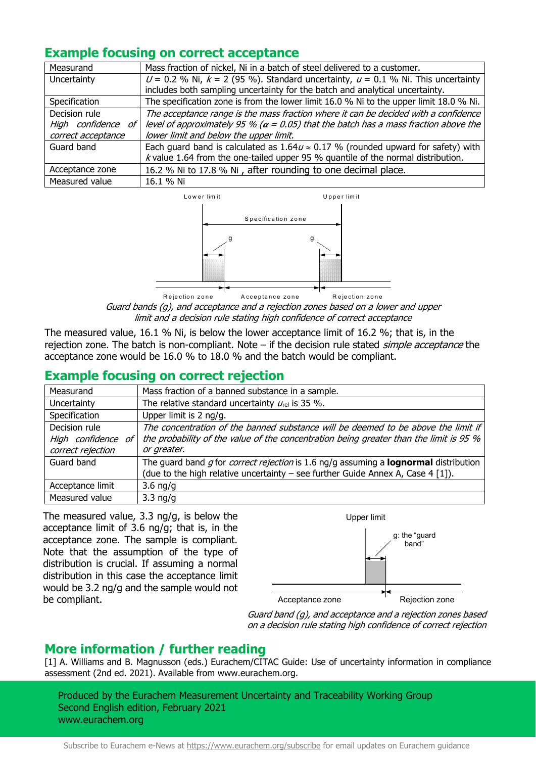## Example focusing on correct acceptance

| | |
|---|---|
| Measurand | Mass fraction of nickel, Ni in a batch of steel delivered to a customer. |
| Uncertainty | $U$ = 0.2 % Ni, $k$ = 2 (95 %). Standard uncertainty, $u$ = 0.1 % Ni. This uncertainty includes both sampling uncertainty for the batch and analytical uncertainty. |
| Specification | The specification zone is from the lower limit 16.0 % Ni to the upper limit 18.0 % Ni. |
| Decision rule *High confidence of correct acceptance* | *The acceptance range is the mass fraction where it can be decided with a confidence level of approximately 95 % ($\alpha$ = 0.05) that the batch has a mass fraction above the lower limit and below the upper limit.* |
| Guard band | Each guard band is calculated as $1.64u \approx 0.17$ % (rounded upward for safety) with $k$ value 1.64 from the one-tailed upper 95 % quantile of the normal distribution. |
| Acceptance zone | 16.2 % Ni to 17.8 % Ni , after rounding to one decimal place. |
| Measured value | 16.1 % Ni |

Lower limit

Upper limit

Specification zone

g

g

Rejection zone

Acceptance zone

Rejection zone

*Guard bands (g), and acceptance and a rejection zones based on a lower and upper limit and a decision rule stating high confidence of correct acceptance*

The measured value, 16.1 % Ni, is below the lower acceptance limit of 16.2 %; that is, in the rejection zone. The batch is non-compliant. Note – if the decision rule stated *simple acceptance* the acceptance zone would be 16.0 % to 18.0 % and the batch would be compliant.

## Example focusing on correct rejection

| | |
|---|---|
| Measurand | Mass fraction of a banned substance in a sample. |
| Uncertainty | The relative standard uncertainty $u_{rel}$ is 35 %. |
| Specification | Upper limit is 2 ng/g. |
| Decision rule *High confidence of correct rejection* | *The concentration of the banned substance will be deemed to be above the limit if the probability of the value of the concentration being greater than the limit is 95 % or greater.* |
| Guard band | The guard band $g$ for *correct rejection* is 1.6 ng/g assuming a **lognormal** distribution (due to the high relative uncertainty – see further Guide Annex A, Case 4 [1]). |
| Acceptance limit | 3.6 ng/g |
| Measured value | 3.3 ng/g |

The measured value, 3.3 ng/g, is below the acceptance limit of 3.6 ng/g; that is, in the acceptance zone. The sample is compliant. Note that the assumption of the type of distribution is crucial. If assuming a normal distribution in this case the acceptance limit would be 3.2 ng/g and the sample would not be compliant.

Upper limit

g: the "guard band"

Acceptance zone

Rejection zone

*Guard band (g), and acceptance and a rejection zones based on a decision rule stating high confidence of correct rejection*

## More information / further reading

[1] A. Williams and B. Magnusson (eds.) Eurachem/CITAC Guide: Use of uncertainty information in compliance assessment (2nd ed. 2021). Available from www.eurachem.org.

Produced by the Eurachem Measurement Uncertainty and Traceability Working Group
Second English edition, February 2021
www.eurachem.org

Subscribe to Eurachem e-News at https://www.eurachem.org/subscribe for email updates on Eurachem guidance